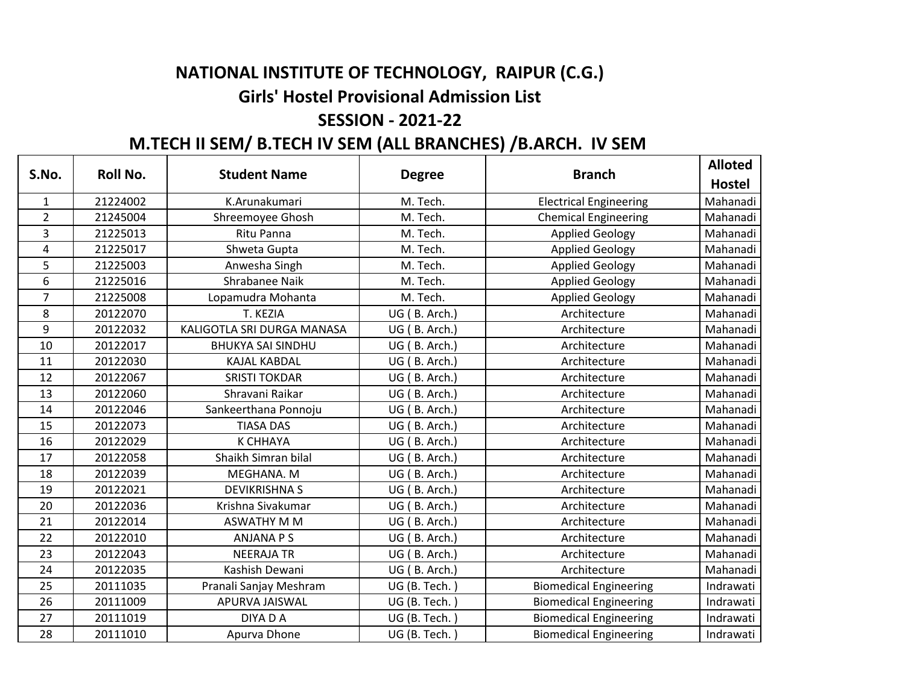# NATIONAL INSTITUTE OF TECHNOLOGY, RAIPUR (C.G.)

## Girls' Hostel Provisional Admission List

## SESSION - 2021-22

## M.TECH II SEM/ B.TECH IV SEM (ALL BRANCHES) /B.ARCH. IV SEM

| S.No. | Roll No. | Student Name | Degree | Branch | Alloted Hostel |
|---|---|---|---|---|---|
| 1 | 21224002 | K.Arunakumari | M. Tech. | Electrical Engineering | Mahanadi |
| 2 | 21245004 | Shreemoyee Ghosh | M. Tech. | Chemical Engineering | Mahanadi |
| 3 | 21225013 | Ritu Panna | M. Tech. | Applied Geology | Mahanadi |
| 4 | 21225017 | Shweta Gupta | M. Tech. | Applied Geology | Mahanadi |
| 5 | 21225003 | Anwesha Singh | M. Tech. | Applied Geology | Mahanadi |
| 6 | 21225016 | Shrabanee Naik | M. Tech. | Applied Geology | Mahanadi |
| 7 | 21225008 | Lopamudra Mohanta | M. Tech. | Applied Geology | Mahanadi |
| 8 | 20122070 | T. KEZIA | UG ( B. Arch.) | Architecture | Mahanadi |
| 9 | 20122032 | KALIGOTLA SRI DURGA MANASA | UG ( B. Arch.) | Architecture | Mahanadi |
| 10 | 20122017 | BHUKYA SAI SINDHU | UG ( B. Arch.) | Architecture | Mahanadi |
| 11 | 20122030 | KAJAL KABDAL | UG ( B. Arch.) | Architecture | Mahanadi |
| 12 | 20122067 | SRISTI TOKDAR | UG ( B. Arch.) | Architecture | Mahanadi |
| 13 | 20122060 | Shravani Raikar | UG ( B. Arch.) | Architecture | Mahanadi |
| 14 | 20122046 | Sankeerthana Ponnoju | UG ( B. Arch.) | Architecture | Mahanadi |
| 15 | 20122073 | TIASA DAS | UG ( B. Arch.) | Architecture | Mahanadi |
| 16 | 20122029 | K CHHAYA | UG ( B. Arch.) | Architecture | Mahanadi |
| 17 | 20122058 | Shaikh Simran bilal | UG ( B. Arch.) | Architecture | Mahanadi |
| 18 | 20122039 | MEGHANA. M | UG ( B. Arch.) | Architecture | Mahanadi |
| 19 | 20122021 | DEVIKRISHNA S | UG ( B. Arch.) | Architecture | Mahanadi |
| 20 | 20122036 | Krishna Sivakumar | UG ( B. Arch.) | Architecture | Mahanadi |
| 21 | 20122014 | ASWATHY M M | UG ( B. Arch.) | Architecture | Mahanadi |
| 22 | 20122010 | ANJANA P S | UG ( B. Arch.) | Architecture | Mahanadi |
| 23 | 20122043 | NEERAJA TR | UG ( B. Arch.) | Architecture | Mahanadi |
| 24 | 20122035 | Kashish Dewani | UG ( B. Arch.) | Architecture | Mahanadi |
| 25 | 20111035 | Pranali Sanjay Meshram | UG (B. Tech. ) | Biomedical Engineering | Indrawati |
| 26 | 20111009 | APURVA JAISWAL | UG (B. Tech. ) | Biomedical Engineering | Indrawati |
| 27 | 20111019 | DIYA D A | UG (B. Tech. ) | Biomedical Engineering | Indrawati |
| 28 | 20111010 | Apurva Dhone | UG (B. Tech. ) | Biomedical Engineering | Indrawati |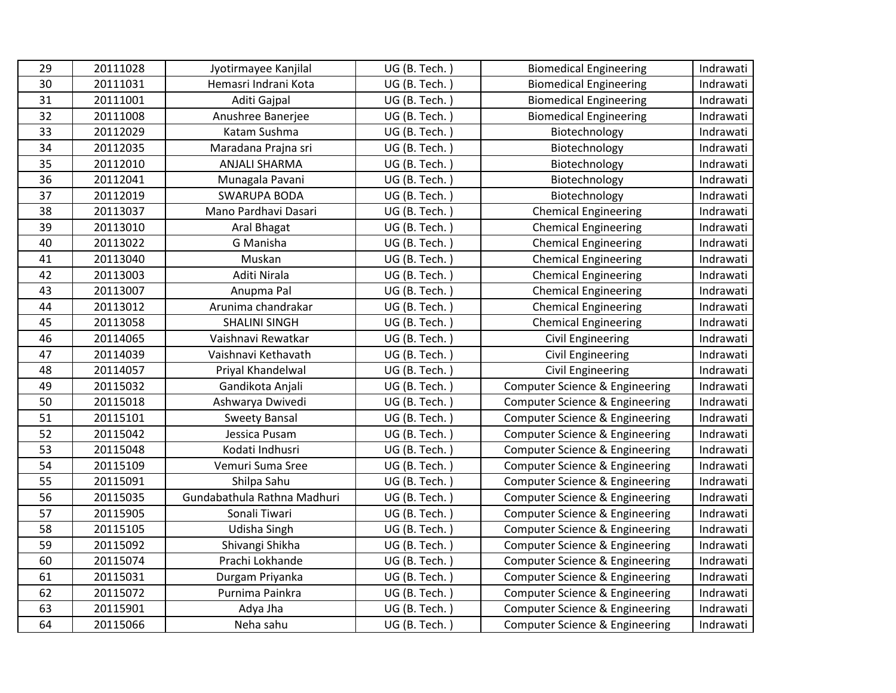| 29 | 20111028 | Jyotirmayee Kanjilal | UG (B. Tech. ) | Biomedical Engineering | Indrawati |
|---|---|---|---|---|---|
| 30 | 20111031 | Hemasri Indrani Kota | UG (B. Tech. ) | Biomedical Engineering | Indrawati |
| 31 | 20111001 | Aditi Gajpal | UG (B. Tech. ) | Biomedical Engineering | Indrawati |
| 32 | 20111008 | Anushree Banerjee | UG (B. Tech. ) | Biomedical Engineering | Indrawati |
| 33 | 20112029 | Katam Sushma | UG (B. Tech. ) | Biotechnology | Indrawati |
| 34 | 20112035 | Maradana Prajna sri | UG (B. Tech. ) | Biotechnology | Indrawati |
| 35 | 20112010 | ANJALI SHARMA | UG (B. Tech. ) | Biotechnology | Indrawati |
| 36 | 20112041 | Munagala Pavani | UG (B. Tech. ) | Biotechnology | Indrawati |
| 37 | 20112019 | SWARUPA BODA | UG (B. Tech. ) | Biotechnology | Indrawati |
| 38 | 20113037 | Mano Pardhavi Dasari | UG (B. Tech. ) | Chemical Engineering | Indrawati |
| 39 | 20113010 | Aral Bhagat | UG (B. Tech. ) | Chemical Engineering | Indrawati |
| 40 | 20113022 | G Manisha | UG (B. Tech. ) | Chemical Engineering | Indrawati |
| 41 | 20113040 | Muskan | UG (B. Tech. ) | Chemical Engineering | Indrawati |
| 42 | 20113003 | Aditi Nirala | UG (B. Tech. ) | Chemical Engineering | Indrawati |
| 43 | 20113007 | Anupma Pal | UG (B. Tech. ) | Chemical Engineering | Indrawati |
| 44 | 20113012 | Arunima chandrakar | UG (B. Tech. ) | Chemical Engineering | Indrawati |
| 45 | 20113058 | SHALINI SINGH | UG (B. Tech. ) | Chemical Engineering | Indrawati |
| 46 | 20114065 | Vaishnavi Rewatkar | UG (B. Tech. ) | Civil Engineering | Indrawati |
| 47 | 20114039 | Vaishnavi Kethavath | UG (B. Tech. ) | Civil Engineering | Indrawati |
| 48 | 20114057 | Priyal Khandelwal | UG (B. Tech. ) | Civil Engineering | Indrawati |
| 49 | 20115032 | Gandikota Anjali | UG (B. Tech. ) | Computer Science & Engineering | Indrawati |
| 50 | 20115018 | Ashwarya Dwivedi | UG (B. Tech. ) | Computer Science & Engineering | Indrawati |
| 51 | 20115101 | Sweety Bansal | UG (B. Tech. ) | Computer Science & Engineering | Indrawati |
| 52 | 20115042 | Jessica Pusam | UG (B. Tech. ) | Computer Science & Engineering | Indrawati |
| 53 | 20115048 | Kodati Indhusri | UG (B. Tech. ) | Computer Science & Engineering | Indrawati |
| 54 | 20115109 | Vemuri Suma Sree | UG (B. Tech. ) | Computer Science & Engineering | Indrawati |
| 55 | 20115091 | Shilpa Sahu | UG (B. Tech. ) | Computer Science & Engineering | Indrawati |
| 56 | 20115035 | Gundabathula Rathna Madhuri | UG (B. Tech. ) | Computer Science & Engineering | Indrawati |
| 57 | 20115905 | Sonali Tiwari | UG (B. Tech. ) | Computer Science & Engineering | Indrawati |
| 58 | 20115105 | Udisha Singh | UG (B. Tech. ) | Computer Science & Engineering | Indrawati |
| 59 | 20115092 | Shivangi Shikha | UG (B. Tech. ) | Computer Science & Engineering | Indrawati |
| 60 | 20115074 | Prachi Lokhande | UG (B. Tech. ) | Computer Science & Engineering | Indrawati |
| 61 | 20115031 | Durgam Priyanka | UG (B. Tech. ) | Computer Science & Engineering | Indrawati |
| 62 | 20115072 | Purnima Painkra | UG (B. Tech. ) | Computer Science & Engineering | Indrawati |
| 63 | 20115901 | Adya Jha | UG (B. Tech. ) | Computer Science & Engineering | Indrawati |
| 64 | 20115066 | Neha sahu | UG (B. Tech. ) | Computer Science & Engineering | Indrawati |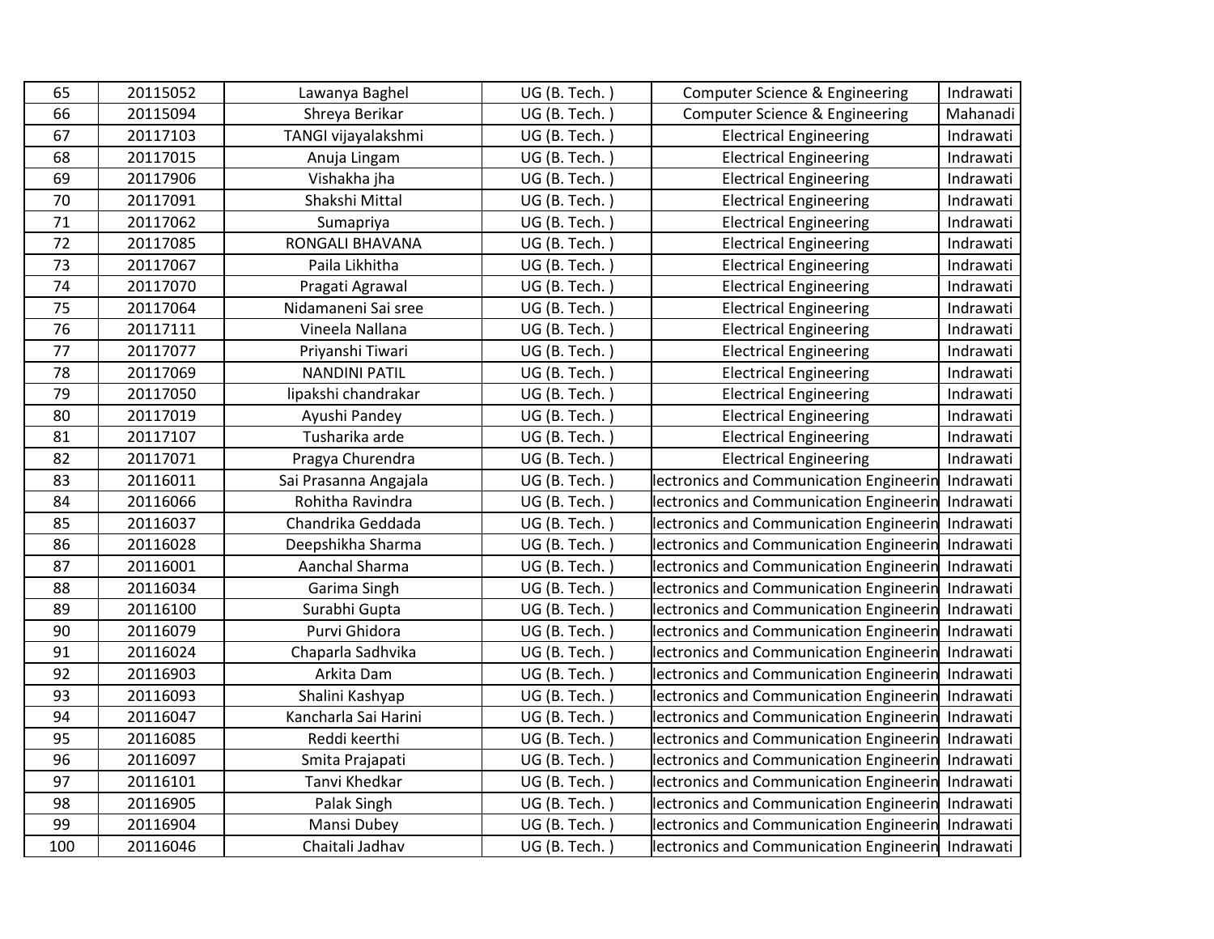| | | | | | |
|---|---|---|---|---|---|
| 65 | 20115052 | Lawanya Baghel | UG (B. Tech. ) | Computer Science & Engineering | Indrawati |
| 66 | 20115094 | Shreya Berikar | UG (B. Tech. ) | Computer Science & Engineering | Mahanadi |
| 67 | 20117103 | TANGI vijayalakshmi | UG (B. Tech. ) | Electrical Engineering | Indrawati |
| 68 | 20117015 | Anuja Lingam | UG (B. Tech. ) | Electrical Engineering | Indrawati |
| 69 | 20117906 | Vishakha jha | UG (B. Tech. ) | Electrical Engineering | Indrawati |
| 70 | 20117091 | Shakshi Mittal | UG (B. Tech. ) | Electrical Engineering | Indrawati |
| 71 | 20117062 | Sumapriya | UG (B. Tech. ) | Electrical Engineering | Indrawati |
| 72 | 20117085 | RONGALI BHAVANA | UG (B. Tech. ) | Electrical Engineering | Indrawati |
| 73 | 20117067 | Paila Likhitha | UG (B. Tech. ) | Electrical Engineering | Indrawati |
| 74 | 20117070 | Pragati Agrawal | UG (B. Tech. ) | Electrical Engineering | Indrawati |
| 75 | 20117064 | Nidamaneni Sai sree | UG (B. Tech. ) | Electrical Engineering | Indrawati |
| 76 | 20117111 | Vineela Nallana | UG (B. Tech. ) | Electrical Engineering | Indrawati |
| 77 | 20117077 | Priyanshi Tiwari | UG (B. Tech. ) | Electrical Engineering | Indrawati |
| 78 | 20117069 | NANDINI PATIL | UG (B. Tech. ) | Electrical Engineering | Indrawati |
| 79 | 20117050 | lipakshi chandrakar | UG (B. Tech. ) | Electrical Engineering | Indrawati |
| 80 | 20117019 | Ayushi Pandey | UG (B. Tech. ) | Electrical Engineering | Indrawati |
| 81 | 20117107 | Tusharika arde | UG (B. Tech. ) | Electrical Engineering | Indrawati |
| 82 | 20117071 | Pragya Churendra | UG (B. Tech. ) | Electrical Engineering | Indrawati |
| 83 | 20116011 | Sai Prasanna Angajala | UG (B. Tech. ) | lectronics and Communication Engineerin | Indrawati |
| 84 | 20116066 | Rohitha Ravindra | UG (B. Tech. ) | lectronics and Communication Engineerin | Indrawati |
| 85 | 20116037 | Chandrika Geddada | UG (B. Tech. ) | lectronics and Communication Engineerin | Indrawati |
| 86 | 20116028 | Deepshikha Sharma | UG (B. Tech. ) | lectronics and Communication Engineerin | Indrawati |
| 87 | 20116001 | Aanchal Sharma | UG (B. Tech. ) | lectronics and Communication Engineerin | Indrawati |
| 88 | 20116034 | Garima Singh | UG (B. Tech. ) | lectronics and Communication Engineerin | Indrawati |
| 89 | 20116100 | Surabhi Gupta | UG (B. Tech. ) | lectronics and Communication Engineerin | Indrawati |
| 90 | 20116079 | Purvi Ghidora | UG (B. Tech. ) | lectronics and Communication Engineerin | Indrawati |
| 91 | 20116024 | Chaparla Sadhvika | UG (B. Tech. ) | lectronics and Communication Engineerin | Indrawati |
| 92 | 20116903 | Arkita Dam | UG (B. Tech. ) | lectronics and Communication Engineerin | Indrawati |
| 93 | 20116093 | Shalini Kashyap | UG (B. Tech. ) | lectronics and Communication Engineerin | Indrawati |
| 94 | 20116047 | Kancharla Sai Harini | UG (B. Tech. ) | lectronics and Communication Engineerin | Indrawati |
| 95 | 20116085 | Reddi keerthi | UG (B. Tech. ) | lectronics and Communication Engineerin | Indrawati |
| 96 | 20116097 | Smita Prajapati | UG (B. Tech. ) | lectronics and Communication Engineerin | Indrawati |
| 97 | 20116101 | Tanvi Khedkar | UG (B. Tech. ) | lectronics and Communication Engineerin | Indrawati |
| 98 | 20116905 | Palak Singh | UG (B. Tech. ) | lectronics and Communication Engineerin | Indrawati |
| 99 | 20116904 | Mansi Dubey | UG (B. Tech. ) | lectronics and Communication Engineerin | Indrawati |
| 100 | 20116046 | Chaitali Jadhav | UG (B. Tech. ) | lectronics and Communication Engineerin | Indrawati |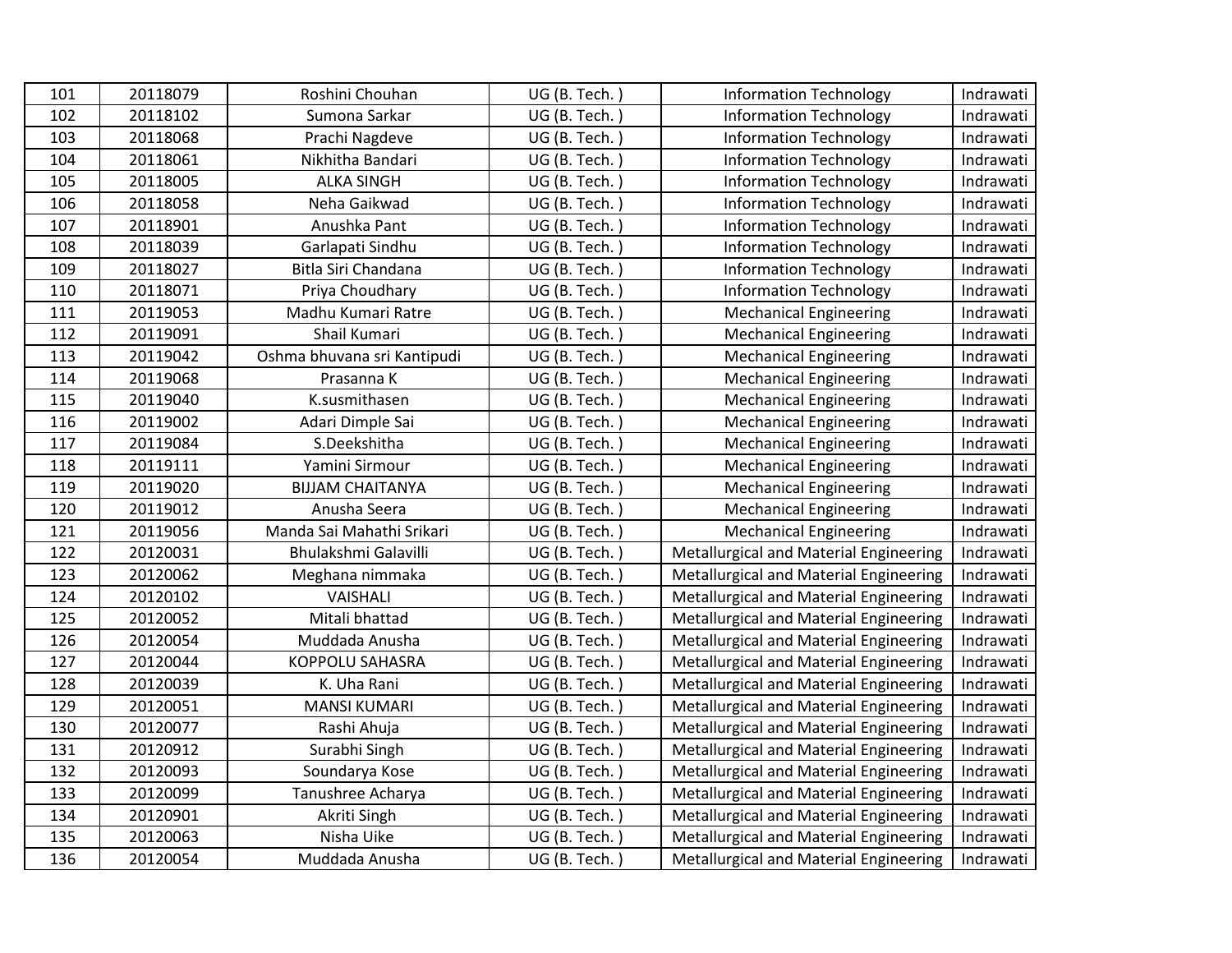| 101 | 20118079 | Roshini Chouhan | UG (B. Tech. ) | Information Technology | Indrawati |
|---|---|---|---|---|---|
| 102 | 20118102 | Sumona Sarkar | UG (B. Tech. ) | Information Technology | Indrawati |
| 103 | 20118068 | Prachi Nagdeve | UG (B. Tech. ) | Information Technology | Indrawati |
| 104 | 20118061 | Nikhitha Bandari | UG (B. Tech. ) | Information Technology | Indrawati |
| 105 | 20118005 | ALKA SINGH | UG (B. Tech. ) | Information Technology | Indrawati |
| 106 | 20118058 | Neha Gaikwad | UG (B. Tech. ) | Information Technology | Indrawati |
| 107 | 20118901 | Anushka Pant | UG (B. Tech. ) | Information Technology | Indrawati |
| 108 | 20118039 | Garlapati Sindhu | UG (B. Tech. ) | Information Technology | Indrawati |
| 109 | 20118027 | Bitla Siri Chandana | UG (B. Tech. ) | Information Technology | Indrawati |
| 110 | 20118071 | Priya Choudhary | UG (B. Tech. ) | Information Technology | Indrawati |
| 111 | 20119053 | Madhu Kumari Ratre | UG (B. Tech. ) | Mechanical Engineering | Indrawati |
| 112 | 20119091 | Shail Kumari | UG (B. Tech. ) | Mechanical Engineering | Indrawati |
| 113 | 20119042 | Oshma bhuvana sri Kantipudi | UG (B. Tech. ) | Mechanical Engineering | Indrawati |
| 114 | 20119068 | Prasanna K | UG (B. Tech. ) | Mechanical Engineering | Indrawati |
| 115 | 20119040 | K.susmithasen | UG (B. Tech. ) | Mechanical Engineering | Indrawati |
| 116 | 20119002 | Adari Dimple Sai | UG (B. Tech. ) | Mechanical Engineering | Indrawati |
| 117 | 20119084 | S.Deekshitha | UG (B. Tech. ) | Mechanical Engineering | Indrawati |
| 118 | 20119111 | Yamini Sirmour | UG (B. Tech. ) | Mechanical Engineering | Indrawati |
| 119 | 20119020 | BIJJAM CHAITANYA | UG (B. Tech. ) | Mechanical Engineering | Indrawati |
| 120 | 20119012 | Anusha Seera | UG (B. Tech. ) | Mechanical Engineering | Indrawati |
| 121 | 20119056 | Manda Sai Mahathi Srikari | UG (B. Tech. ) | Mechanical Engineering | Indrawati |
| 122 | 20120031 | Bhulakshmi Galavilli | UG (B. Tech. ) | Metallurgical and Material Engineering | Indrawati |
| 123 | 20120062 | Meghana nimmaka | UG (B. Tech. ) | Metallurgical and Material Engineering | Indrawati |
| 124 | 20120102 | VAISHALI | UG (B. Tech. ) | Metallurgical and Material Engineering | Indrawati |
| 125 | 20120052 | Mitali bhattad | UG (B. Tech. ) | Metallurgical and Material Engineering | Indrawati |
| 126 | 20120054 | Muddada Anusha | UG (B. Tech. ) | Metallurgical and Material Engineering | Indrawati |
| 127 | 20120044 | KOPPOLU SAHASRA | UG (B. Tech. ) | Metallurgical and Material Engineering | Indrawati |
| 128 | 20120039 | K. Uha Rani | UG (B. Tech. ) | Metallurgical and Material Engineering | Indrawati |
| 129 | 20120051 | MANSI KUMARI | UG (B. Tech. ) | Metallurgical and Material Engineering | Indrawati |
| 130 | 20120077 | Rashi Ahuja | UG (B. Tech. ) | Metallurgical and Material Engineering | Indrawati |
| 131 | 20120912 | Surabhi Singh | UG (B. Tech. ) | Metallurgical and Material Engineering | Indrawati |
| 132 | 20120093 | Soundarya Kose | UG (B. Tech. ) | Metallurgical and Material Engineering | Indrawati |
| 133 | 20120099 | Tanushree Acharya | UG (B. Tech. ) | Metallurgical and Material Engineering | Indrawati |
| 134 | 20120901 | Akriti Singh | UG (B. Tech. ) | Metallurgical and Material Engineering | Indrawati |
| 135 | 20120063 | Nisha Uike | UG (B. Tech. ) | Metallurgical and Material Engineering | Indrawati |
| 136 | 20120054 | Muddada Anusha | UG (B. Tech. ) | Metallurgical and Material Engineering | Indrawati |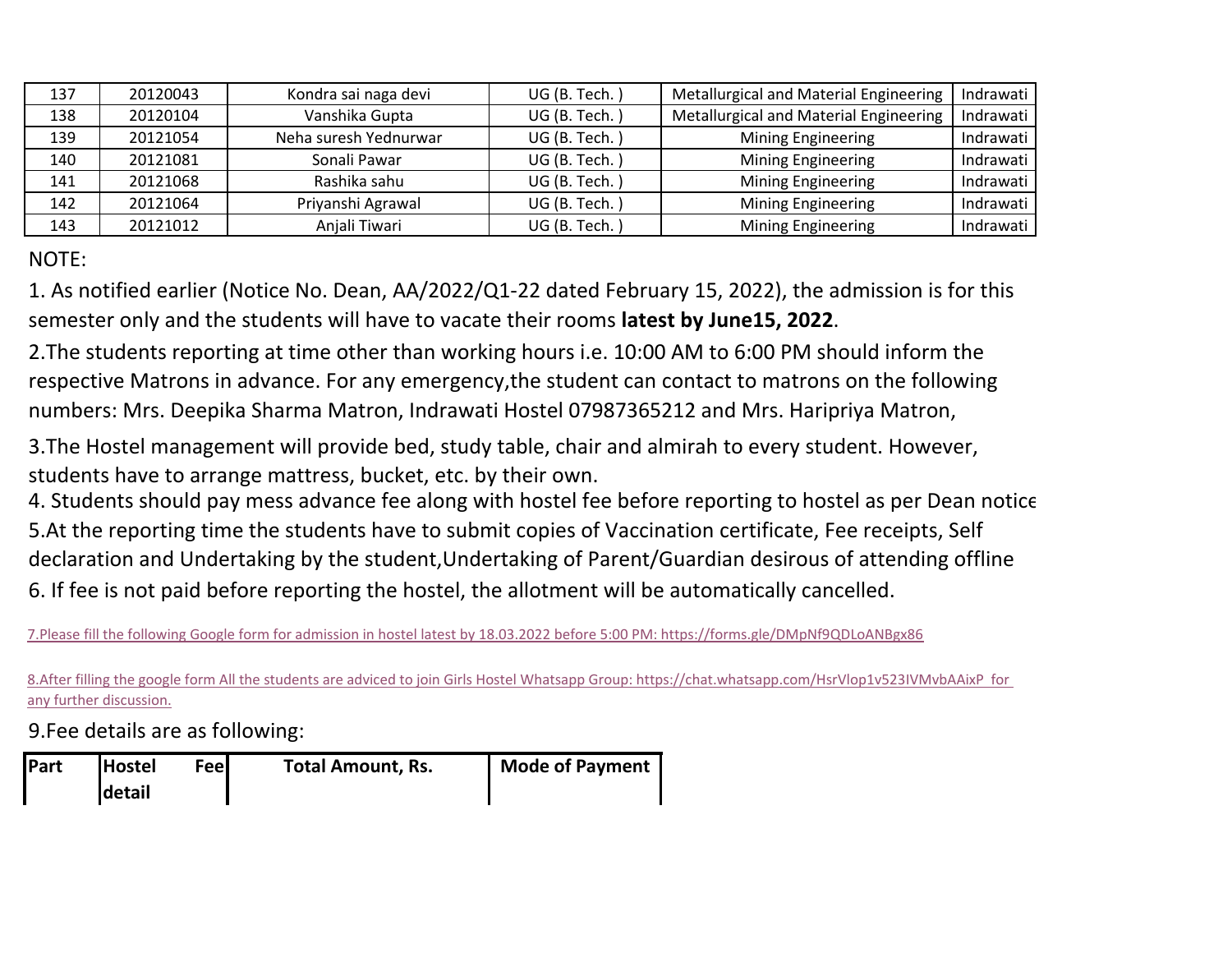| 137 | 20120043 | Kondra sai naga devi | UG (B. Tech. ) | Metallurgical and Material Engineering | Indrawati |
|---|---|---|---|---|---|
| 138 | 20120104 | Vanshika Gupta | UG (B. Tech. ) | Metallurgical and Material Engineering | Indrawati |
| 139 | 20121054 | Neha suresh Yednurwar | UG (B. Tech. ) | Mining Engineering | Indrawati |
| 140 | 20121081 | Sonali Pawar | UG (B. Tech. ) | Mining Engineering | Indrawati |
| 141 | 20121068 | Rashika sahu | UG (B. Tech. ) | Mining Engineering | Indrawati |
| 142 | 20121064 | Priyanshi Agrawal | UG (B. Tech. ) | Mining Engineering | Indrawati |
| 143 | 20121012 | Anjali Tiwari | UG (B. Tech. ) | Mining Engineering | Indrawati |

NOTE:

1. As notified earlier (Notice No. Dean, AA/2022/Q1-22 dated February 15, 2022), the admission is for this semester only and the students will have to vacate their rooms **latest by June15, 2022**.

2.The students reporting at time other than working hours i.e. 10:00 AM to 6:00 PM should inform the respective Matrons in advance. For any emergency,the student can contact to matrons on the following numbers: Mrs. Deepika Sharma Matron, Indrawati Hostel 07987365212 and Mrs. Haripriya Matron,

3.The Hostel management will provide bed, study table, chair and almirah to every student. However, students have to arrange mattress, bucket, etc. by their own.

4. Students should pay mess advance fee along with hostel fee before reporting to hostel as per Dean notice

5.At the reporting time the students have to submit copies of Vaccination certificate, Fee receipts, Self declaration and Undertaking by the student,Undertaking of Parent/Guardian desirous of attending offline

6. If fee is not paid before reporting the hostel, the allotment will be automatically cancelled.

7.Please fill the following Google form for admission in hostel latest by 18.03.2022 before 5:00 PM: https://forms.gle/DMpNf9QDLoANBgx86

8.After filling the google form All the students are adviced to join Girls Hostel Whatsapp Group: https://chat.whatsapp.com/HsrVlop1v523IVMvbAAixP for any further discussion.

9.Fee details are as following:

| **Part** | **Hostel Fee detail** | **Total Amount, Rs.** | **Mode of Payment** |
|---|---|---|---|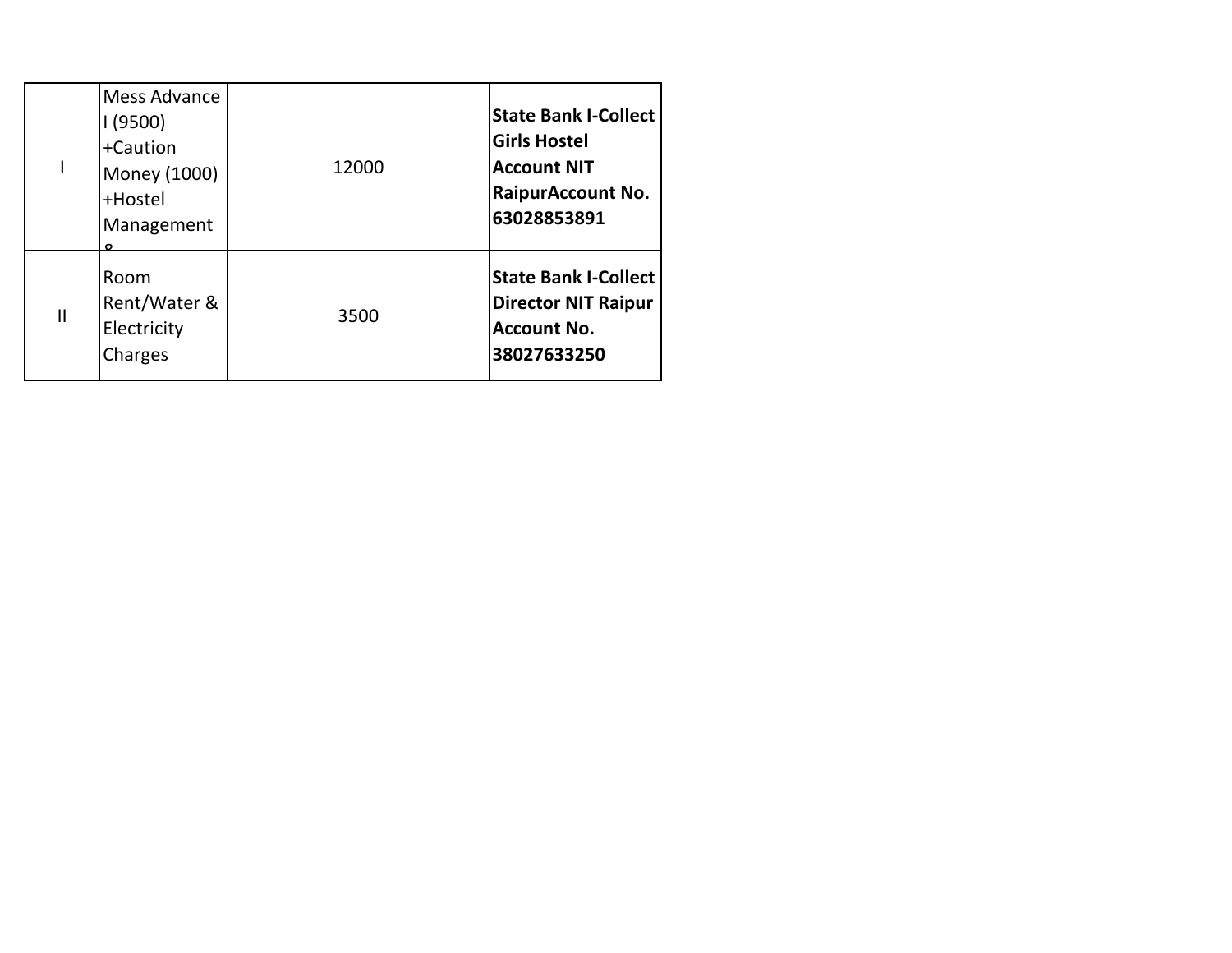| | | | |
|---|---|---|---|
| I | Mess Advance I (9500) +Caution Money (1000) +Hostel Management & | 12000 | **State Bank I-Collect Girls Hostel Account NIT RaipurAccount No. 63028853891** |
| II | Room Rent/Water & Electricity Charges | 3500 | **State Bank I-Collect Director NIT Raipur Account No. 38027633250** |